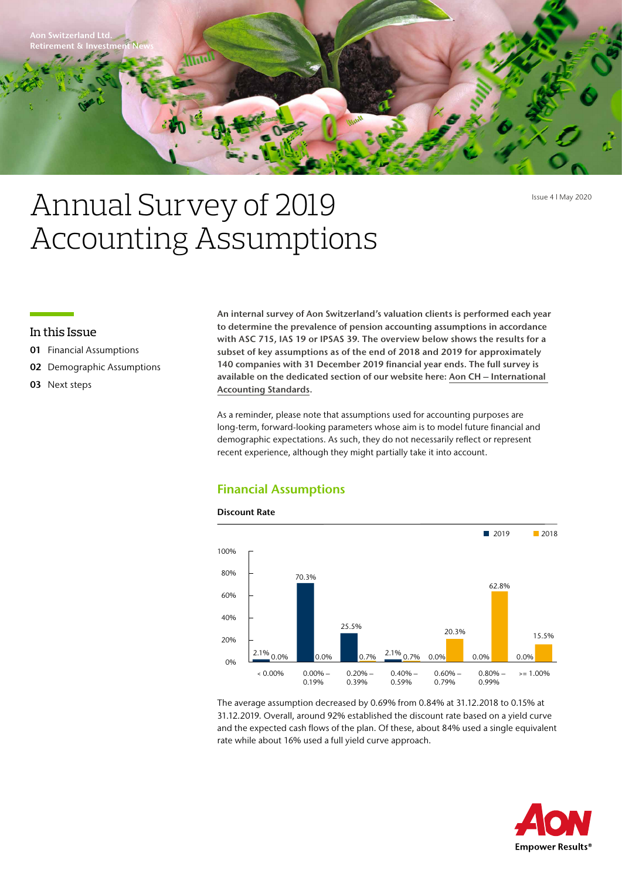Aon Switzerland Ltd.
Retirement & Investment News

# Annual Survey of 2019 Accounting Assumptions

Issue 4 I May 2020

## In this Issue

**01** Financial Assumptions
**02** Demographic Assumptions
**03** Next steps

**An internal survey of Aon Switzerland's valuation clients is performed each year to determine the prevalence of pension accounting assumptions in accordance with ASC 715, IAS 19 or IPSAS 39. The overview below shows the results for a subset of key assumptions as of the end of 2018 and 2019 for approximately 140 companies with 31 December 2019 financial year ends. The full survey is available on the dedicated section of our website here: Aon CH – International Accounting Standards.**

As a reminder, please note that assumptions used for accounting purposes are long-term, forward-looking parameters whose aim is to model future financial and demographic expectations. As such, they do not necessarily reflect or represent recent experience, although they might partially take it into account.

## Financial Assumptions

**Discount Rate**

| Discount rate | 2019 | 2018 |
|---|---|---|
| < 0.00% | 2.1% | 0.0% |
| 0.00% – 0.19% | 70.3% | 0.0% |
| 0.20% – 0.39% | 25.5% | 0.7% |
| 0.40% – 0.59% | 2.1% | 0.7% |
| 0.60% – 0.79% | 0.0% | 20.3% |
| 0.80% – 0.99% | 0.0% | 62.8% |
| >= 1.00% | 0.0% | 15.5% |

The average assumption decreased by 0.69% from 0.84% at 31.12.2018 to 0.15% at 31.12.2019. Overall, around 92% established the discount rate based on a yield curve and the expected cash flows of the plan. Of these, about 84% used a single equivalent rate while about 16% used a full yield curve approach.

Empower Results®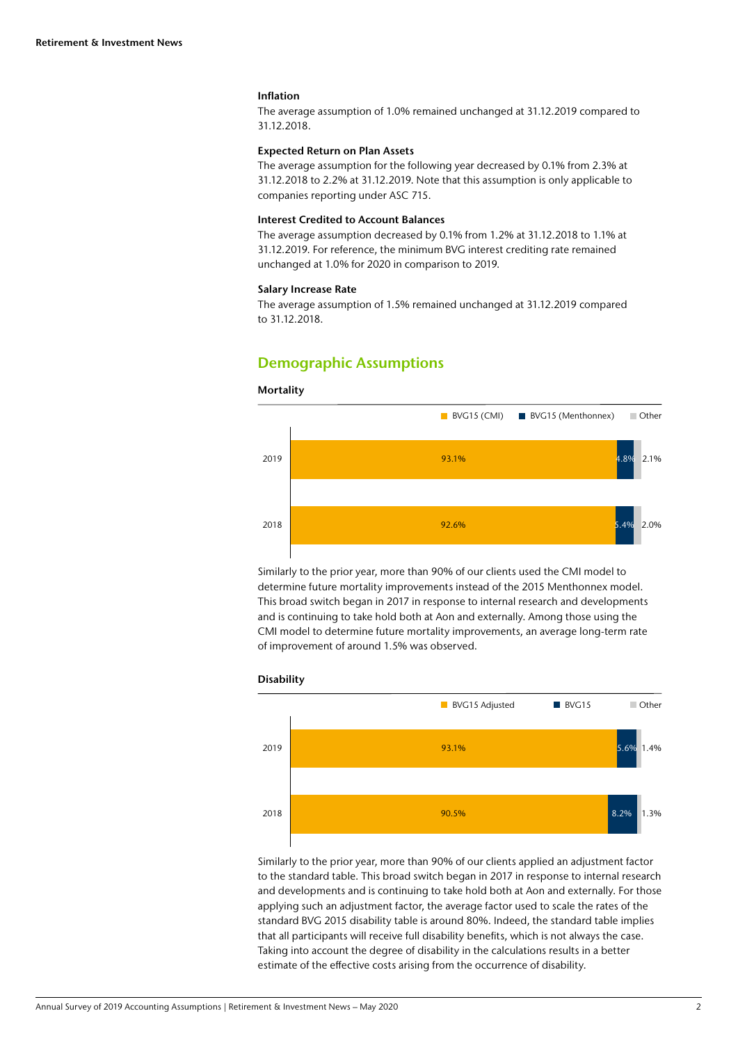### Inflation

The average assumption of 1.0% remained unchanged at 31.12.2019 compared to 31.12.2018.

### Expected Return on Plan Assets

The average assumption for the following year decreased by 0.1% from 2.3% at 31.12.2018 to 2.2% at 31.12.2019. Note that this assumption is only applicable to companies reporting under ASC 715.

### Interest Credited to Account Balances

The average assumption decreased by 0.1% from 1.2% at 31.12.2018 to 1.1% at 31.12.2019. For reference, the minimum BVG interest crediting rate remained unchanged at 1.0% for 2020 in comparison to 2019.

### Salary Increase Rate

The average assumption of 1.5% remained unchanged at 31.12.2019 compared to 31.12.2018.

## Demographic Assumptions

### Mortality

| | BVG15 (CMI) | BVG15 (Menthonnex) | Other |
|---|---|---|---|
| 2019 | 93.1% | 4.8% | 2.1% |
| 2018 | 92.6% | 5.4% | 2.0% |

Similarly to the prior year, more than 90% of our clients used the CMI model to determine future mortality improvements instead of the 2015 Menthonnex model. This broad switch began in 2017 in response to internal research and developments and is continuing to take hold both at Aon and externally. Among those using the CMI model to determine future mortality improvements, an average long-term rate of improvement of around 1.5% was observed.

### Disability

| | BVG15 Adjusted | BVG15 | Other |
|---|---|---|---|
| 2019 | 93.1% | 5.6% | 1.4% |
| 2018 | 90.5% | 8.2% | 1.3% |

Similarly to the prior year, more than 90% of our clients applied an adjustment factor to the standard table. This broad switch began in 2017 in response to internal research and developments and is continuing to take hold both at Aon and externally. For those applying such an adjustment factor, the average factor used to scale the rates of the standard BVG 2015 disability table is around 80%. Indeed, the standard table implies that all participants will receive full disability benefits, which is not always the case. Taking into account the degree of disability in the calculations results in a better estimate of the effective costs arising from the occurrence of disability.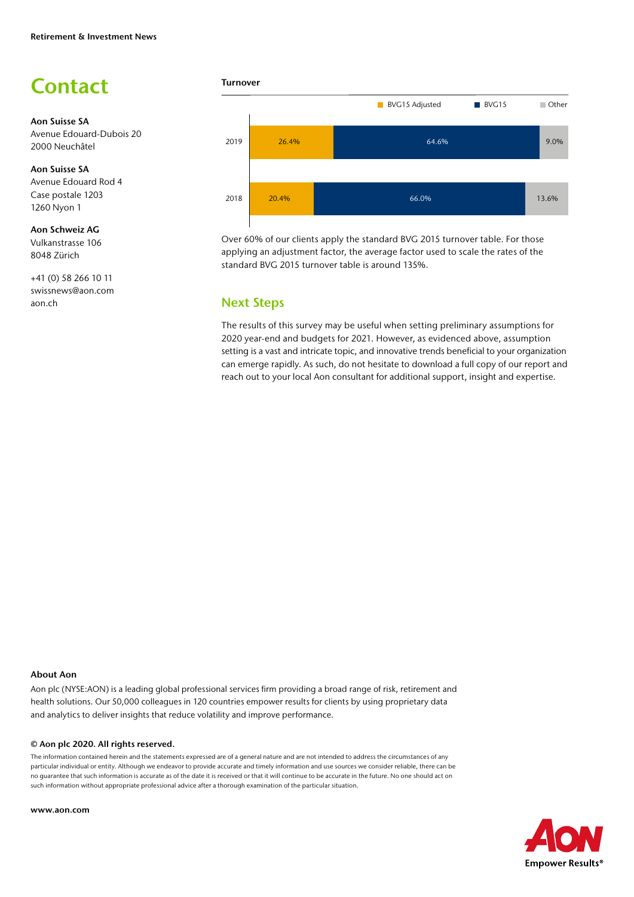# Contact

**Aon Suisse SA**
Avenue Edouard-Dubois 20
2000 Neuchâtel

**Aon Suisse SA**
Avenue Edouard Rod 4
Case postale 1203
1260 Nyon 1

**Aon Schweiz AG**
Vulkanstrasse 106
8048 Zürich

+41 (0) 58 266 10 11
swissnews@aon.com
aon.ch

**Turnover**

BVG15 Adjusted
BVG15
Other

2019
26.4%
64.6%
9.0%

2018
20.4%
66.0%
13.6%

Over 60% of our clients apply the standard BVG 2015 turnover table. For those applying an adjustment factor, the average factor used to scale the rates of the standard BVG 2015 turnover table is around 135%.

## Next Steps

The results of this survey may be useful when setting preliminary assumptions for 2020 year-end and budgets for 2021. However, as evidenced above, assumption setting is a vast and intricate topic, and innovative trends beneficial to your organization can emerge rapidly. As such, do not hesitate to download a full copy of our report and reach out to your local Aon consultant for additional support, insight and expertise.

**About Aon**

Aon plc (NYSE:AON) is a leading global professional services firm providing a broad range of risk, retirement and health solutions. Our 50,000 colleagues in 120 countries empower results for clients by using proprietary data and analytics to deliver insights that reduce volatility and improve performance.

**© Aon plc 2020. All rights reserved.**

The information contained herein and the statements expressed are of a general nature and are not intended to address the circumstances of any particular individual or entity. Although we endeavor to provide accurate and timely information and use sources we consider reliable, there can be no guarantee that such information is accurate as of the date it is received or that it will continue to be accurate in the future. No one should act on such information without appropriate professional advice after a thorough examination of the particular situation.

**www.aon.com**

AON
Empower Results®